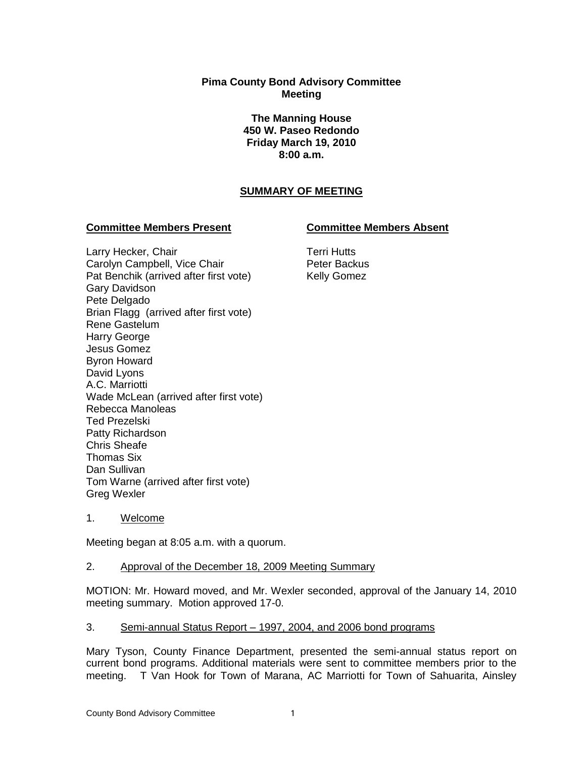**Pima County Bond Advisory Committee**
**Meeting**

**The Manning House**
**450 W. Paseo Redondo**
**Friday March 19, 2010**
**8:00 a.m.**

## SUMMARY OF MEETING

**Committee Members Present**

Larry Hecker, Chair
Carolyn Campbell, Vice Chair
Pat Benchik (arrived after first vote)
Gary Davidson
Pete Delgado
Brian Flagg (arrived after first vote)
Rene Gastelum
Harry George
Jesus Gomez
Byron Howard
David Lyons
A.C. Marriotti
Wade McLean (arrived after first vote)
Rebecca Manoleas
Ted Prezelski
Patty Richardson
Chris Sheafe
Thomas Six
Dan Sullivan
Tom Warne (arrived after first vote)
Greg Wexler

**Committee Members Absent**

Terri Hutts
Peter Backus
Kelly Gomez

1. Welcome

Meeting began at 8:05 a.m. with a quorum.

2. Approval of the December 18, 2009 Meeting Summary

MOTION: Mr. Howard moved, and Mr. Wexler seconded, approval of the January 14, 2010 meeting summary. Motion approved 17-0.

3. Semi-annual Status Report – 1997, 2004, and 2006 bond programs

Mary Tyson, County Finance Department, presented the semi-annual status report on current bond programs. Additional materials were sent to committee members prior to the meeting. T Van Hook for Town of Marana, AC Marriotti for Town of Sahuarita, Ainsley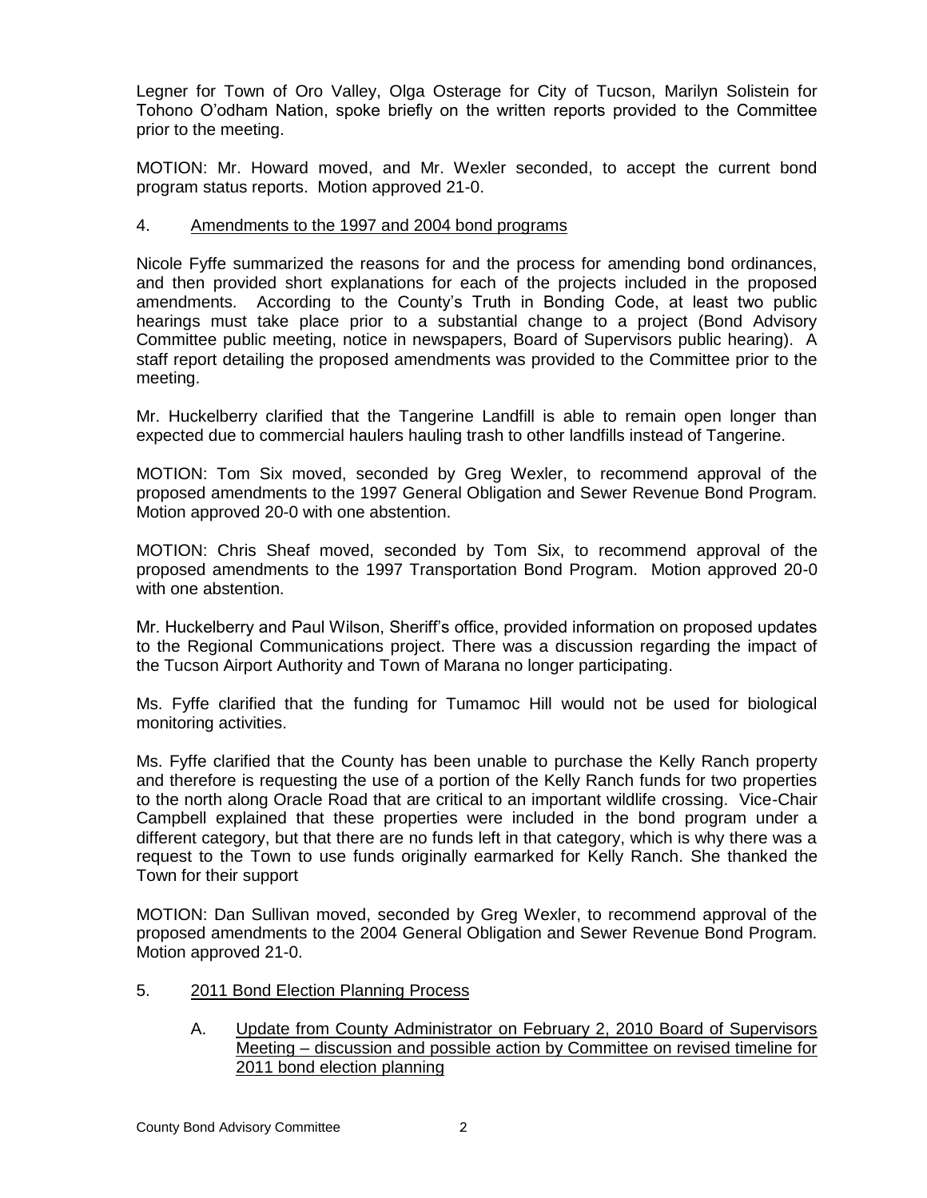Legner for Town of Oro Valley, Olga Osterage for City of Tucson, Marilyn Solistein for Tohono O'odham Nation, spoke briefly on the written reports provided to the Committee prior to the meeting.

MOTION: Mr. Howard moved, and Mr. Wexler seconded, to accept the current bond program status reports. Motion approved 21-0.

4. Amendments to the 1997 and 2004 bond programs

Nicole Fyffe summarized the reasons for and the process for amending bond ordinances, and then provided short explanations for each of the projects included in the proposed amendments. According to the County's Truth in Bonding Code, at least two public hearings must take place prior to a substantial change to a project (Bond Advisory Committee public meeting, notice in newspapers, Board of Supervisors public hearing). A staff report detailing the proposed amendments was provided to the Committee prior to the meeting.

Mr. Huckelberry clarified that the Tangerine Landfill is able to remain open longer than expected due to commercial haulers hauling trash to other landfills instead of Tangerine.

MOTION: Tom Six moved, seconded by Greg Wexler, to recommend approval of the proposed amendments to the 1997 General Obligation and Sewer Revenue Bond Program. Motion approved 20-0 with one abstention.

MOTION: Chris Sheaf moved, seconded by Tom Six, to recommend approval of the proposed amendments to the 1997 Transportation Bond Program. Motion approved 20-0 with one abstention.

Mr. Huckelberry and Paul Wilson, Sheriff's office, provided information on proposed updates to the Regional Communications project. There was a discussion regarding the impact of the Tucson Airport Authority and Town of Marana no longer participating.

Ms. Fyffe clarified that the funding for Tumamoc Hill would not be used for biological monitoring activities.

Ms. Fyffe clarified that the County has been unable to purchase the Kelly Ranch property and therefore is requesting the use of a portion of the Kelly Ranch funds for two properties to the north along Oracle Road that are critical to an important wildlife crossing. Vice-Chair Campbell explained that these properties were included in the bond program under a different category, but that there are no funds left in that category, which is why there was a request to the Town to use funds originally earmarked for Kelly Ranch. She thanked the Town for their support

MOTION: Dan Sullivan moved, seconded by Greg Wexler, to recommend approval of the proposed amendments to the 2004 General Obligation and Sewer Revenue Bond Program. Motion approved 21-0.

5. 2011 Bond Election Planning Process

   A. Update from County Administrator on February 2, 2010 Board of Supervisors Meeting – discussion and possible action by Committee on revised timeline for 2011 bond election planning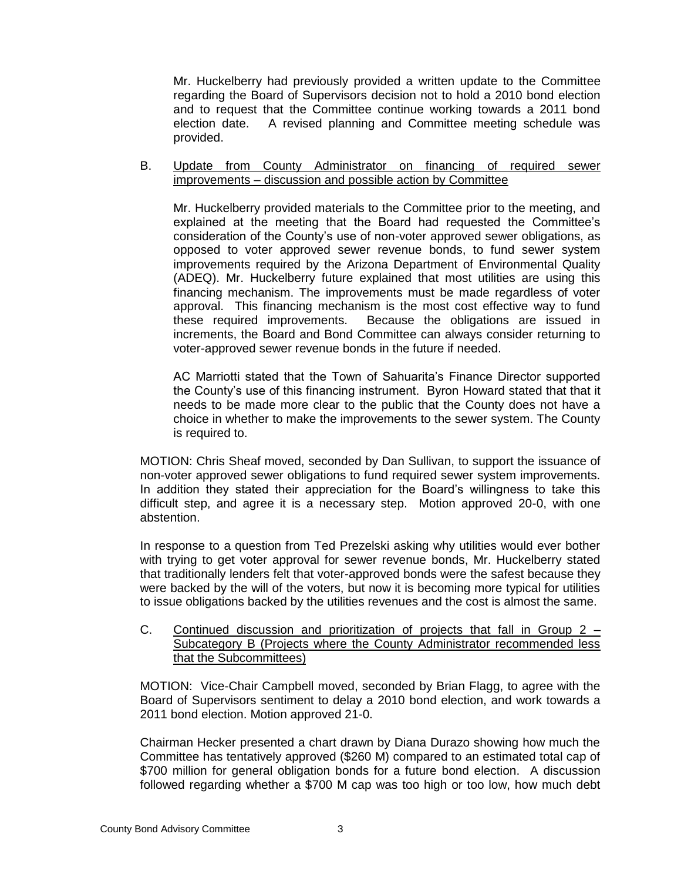Mr. Huckelberry had previously provided a written update to the Committee regarding the Board of Supervisors decision not to hold a 2010 bond election and to request that the Committee continue working towards a 2011 bond election date. A revised planning and Committee meeting schedule was provided.

B. <u>Update from County Administrator on financing of required sewer improvements – discussion and possible action by Committee</u>

Mr. Huckelberry provided materials to the Committee prior to the meeting, and explained at the meeting that the Board had requested the Committee's consideration of the County's use of non-voter approved sewer obligations, as opposed to voter approved sewer revenue bonds, to fund sewer system improvements required by the Arizona Department of Environmental Quality (ADEQ). Mr. Huckelberry future explained that most utilities are using this financing mechanism. The improvements must be made regardless of voter approval. This financing mechanism is the most cost effective way to fund these required improvements. Because the obligations are issued in increments, the Board and Bond Committee can always consider returning to voter-approved sewer revenue bonds in the future if needed.

AC Marriotti stated that the Town of Sahuarita's Finance Director supported the County's use of this financing instrument. Byron Howard stated that that it needs to be made more clear to the public that the County does not have a choice in whether to make the improvements to the sewer system. The County is required to.

MOTION: Chris Sheaf moved, seconded by Dan Sullivan, to support the issuance of non-voter approved sewer obligations to fund required sewer system improvements. In addition they stated their appreciation for the Board's willingness to take this difficult step, and agree it is a necessary step. Motion approved 20-0, with one abstention.

In response to a question from Ted Prezelski asking why utilities would ever bother with trying to get voter approval for sewer revenue bonds, Mr. Huckelberry stated that traditionally lenders felt that voter-approved bonds were the safest because they were backed by the will of the voters, but now it is becoming more typical for utilities to issue obligations backed by the utilities revenues and the cost is almost the same.

C. <u>Continued discussion and prioritization of projects that fall in Group 2 – Subcategory B (Projects where the County Administrator recommended less that the Subcommittees)</u>

MOTION: Vice-Chair Campbell moved, seconded by Brian Flagg, to agree with the Board of Supervisors sentiment to delay a 2010 bond election, and work towards a 2011 bond election. Motion approved 21-0.

Chairman Hecker presented a chart drawn by Diana Durazo showing how much the Committee has tentatively approved ($260 M) compared to an estimated total cap of $700 million for general obligation bonds for a future bond election. A discussion followed regarding whether a $700 M cap was too high or too low, how much debt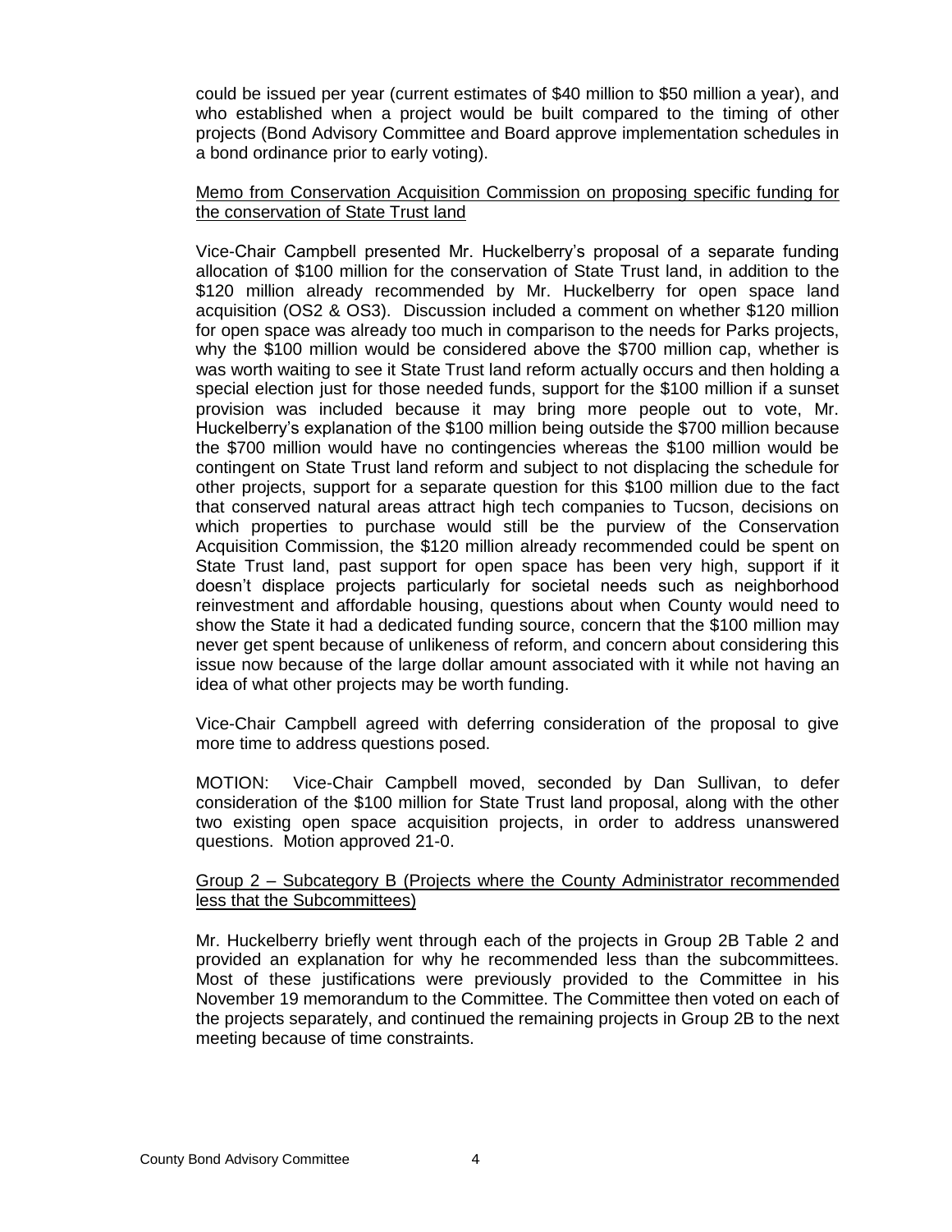could be issued per year (current estimates of $40 million to $50 million a year), and who established when a project would be built compared to the timing of other projects (Bond Advisory Committee and Board approve implementation schedules in a bond ordinance prior to early voting).

Memo from Conservation Acquisition Commission on proposing specific funding for the conservation of State Trust land

Vice-Chair Campbell presented Mr. Huckelberry's proposal of a separate funding allocation of $100 million for the conservation of State Trust land, in addition to the $120 million already recommended by Mr. Huckelberry for open space land acquisition (OS2 & OS3). Discussion included a comment on whether $120 million for open space was already too much in comparison to the needs for Parks projects, why the $100 million would be considered above the $700 million cap, whether is was worth waiting to see it State Trust land reform actually occurs and then holding a special election just for those needed funds, support for the $100 million if a sunset provision was included because it may bring more people out to vote, Mr. Huckelberry's explanation of the $100 million being outside the $700 million because the $700 million would have no contingencies whereas the $100 million would be contingent on State Trust land reform and subject to not displacing the schedule for other projects, support for a separate question for this $100 million due to the fact that conserved natural areas attract high tech companies to Tucson, decisions on which properties to purchase would still be the purview of the Conservation Acquisition Commission, the $120 million already recommended could be spent on State Trust land, past support for open space has been very high, support if it doesn't displace projects particularly for societal needs such as neighborhood reinvestment and affordable housing, questions about when County would need to show the State it had a dedicated funding source, concern that the $100 million may never get spent because of unlikeness of reform, and concern about considering this issue now because of the large dollar amount associated with it while not having an idea of what other projects may be worth funding.

Vice-Chair Campbell agreed with deferring consideration of the proposal to give more time to address questions posed.

MOTION: Vice-Chair Campbell moved, seconded by Dan Sullivan, to defer consideration of the $100 million for State Trust land proposal, along with the other two existing open space acquisition projects, in order to address unanswered questions. Motion approved 21-0.

Group 2 – Subcategory B (Projects where the County Administrator recommended less that the Subcommittees)

Mr. Huckelberry briefly went through each of the projects in Group 2B Table 2 and provided an explanation for why he recommended less than the subcommittees. Most of these justifications were previously provided to the Committee in his November 19 memorandum to the Committee. The Committee then voted on each of the projects separately, and continued the remaining projects in Group 2B to the next meeting because of time constraints.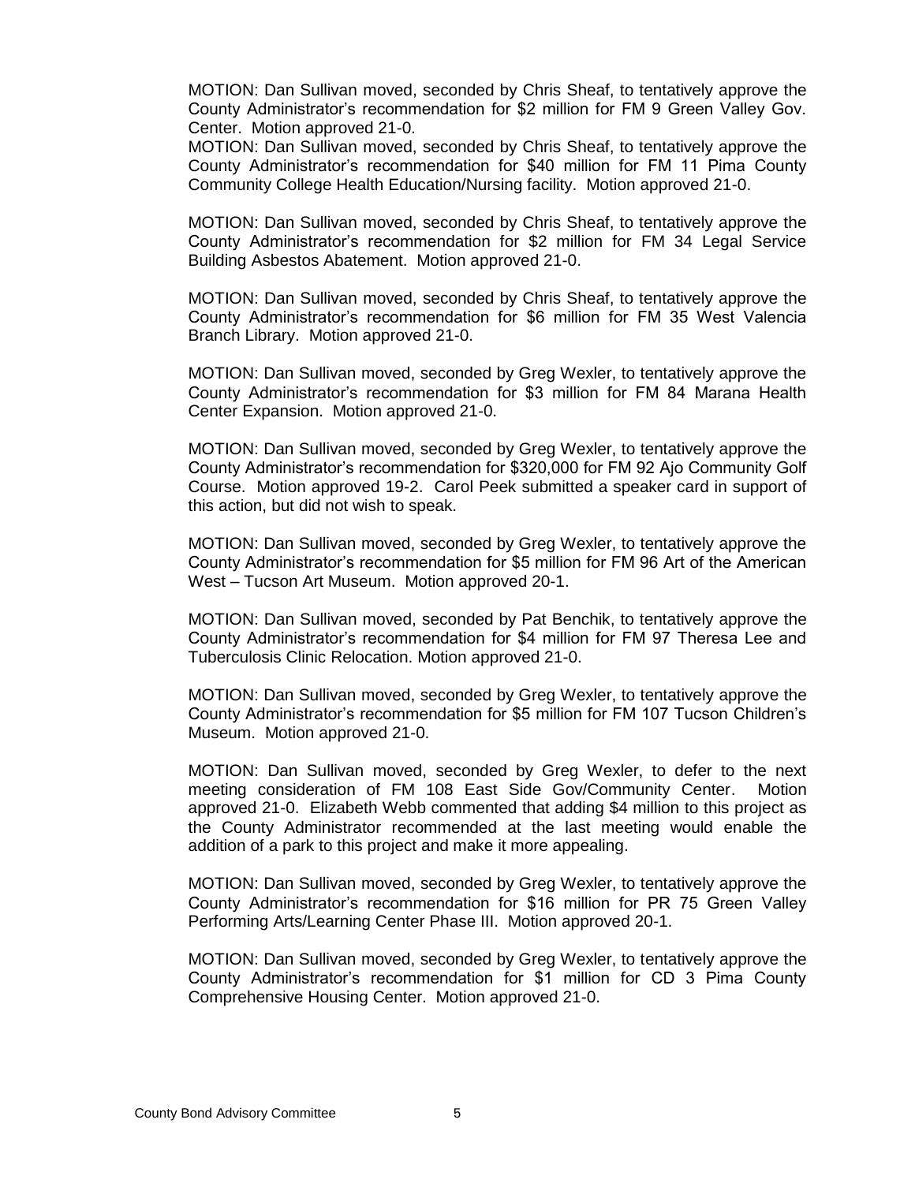MOTION: Dan Sullivan moved, seconded by Chris Sheaf, to tentatively approve the County Administrator's recommendation for $2 million for FM 9 Green Valley Gov. Center. Motion approved 21-0.

MOTION: Dan Sullivan moved, seconded by Chris Sheaf, to tentatively approve the County Administrator's recommendation for $40 million for FM 11 Pima County Community College Health Education/Nursing facility. Motion approved 21-0.

MOTION: Dan Sullivan moved, seconded by Chris Sheaf, to tentatively approve the County Administrator's recommendation for $2 million for FM 34 Legal Service Building Asbestos Abatement. Motion approved 21-0.

MOTION: Dan Sullivan moved, seconded by Chris Sheaf, to tentatively approve the County Administrator's recommendation for $6 million for FM 35 West Valencia Branch Library. Motion approved 21-0.

MOTION: Dan Sullivan moved, seconded by Greg Wexler, to tentatively approve the County Administrator's recommendation for $3 million for FM 84 Marana Health Center Expansion. Motion approved 21-0.

MOTION: Dan Sullivan moved, seconded by Greg Wexler, to tentatively approve the County Administrator's recommendation for $320,000 for FM 92 Ajo Community Golf Course. Motion approved 19-2. Carol Peek submitted a speaker card in support of this action, but did not wish to speak.

MOTION: Dan Sullivan moved, seconded by Greg Wexler, to tentatively approve the County Administrator's recommendation for $5 million for FM 96 Art of the American West – Tucson Art Museum. Motion approved 20-1.

MOTION: Dan Sullivan moved, seconded by Pat Benchik, to tentatively approve the County Administrator's recommendation for $4 million for FM 97 Theresa Lee and Tuberculosis Clinic Relocation. Motion approved 21-0.

MOTION: Dan Sullivan moved, seconded by Greg Wexler, to tentatively approve the County Administrator's recommendation for $5 million for FM 107 Tucson Children's Museum. Motion approved 21-0.

MOTION: Dan Sullivan moved, seconded by Greg Wexler, to defer to the next meeting consideration of FM 108 East Side Gov/Community Center. Motion approved 21-0. Elizabeth Webb commented that adding $4 million to this project as the County Administrator recommended at the last meeting would enable the addition of a park to this project and make it more appealing.

MOTION: Dan Sullivan moved, seconded by Greg Wexler, to tentatively approve the County Administrator's recommendation for $16 million for PR 75 Green Valley Performing Arts/Learning Center Phase III. Motion approved 20-1.

MOTION: Dan Sullivan moved, seconded by Greg Wexler, to tentatively approve the County Administrator's recommendation for $1 million for CD 3 Pima County Comprehensive Housing Center. Motion approved 21-0.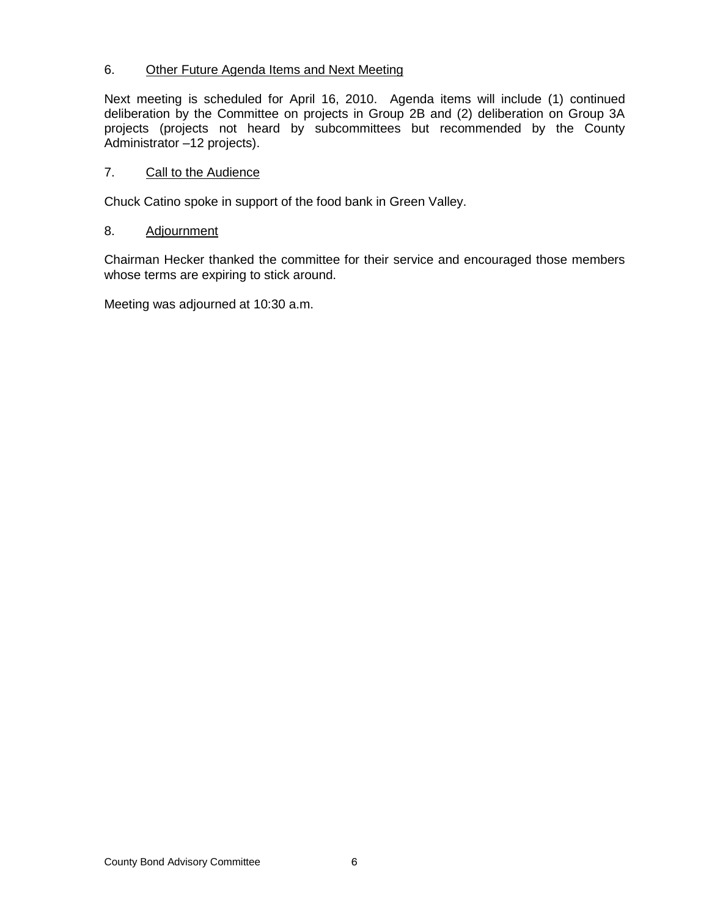6. Other Future Agenda Items and Next Meeting

Next meeting is scheduled for April 16, 2010. Agenda items will include (1) continued deliberation by the Committee on projects in Group 2B and (2) deliberation on Group 3A projects (projects not heard by subcommittees but recommended by the County Administrator –12 projects).

7. Call to the Audience

Chuck Catino spoke in support of the food bank in Green Valley.

8. Adjournment

Chairman Hecker thanked the committee for their service and encouraged those members whose terms are expiring to stick around.

Meeting was adjourned at 10:30 a.m.